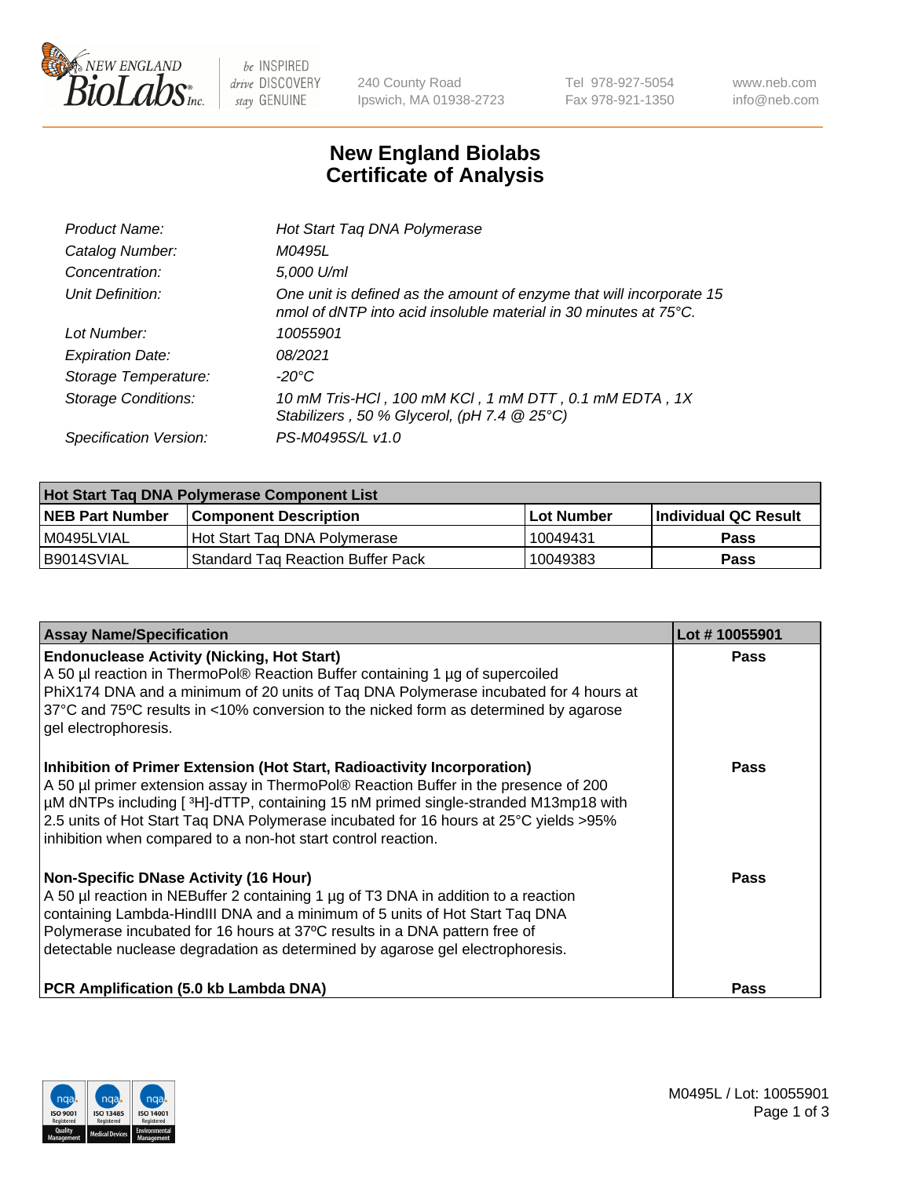# New England Biolabs Certificate of Analysis

| | |
|---|---|
| *Product Name:* | *Hot Start Taq DNA Polymerase* |
| *Catalog Number:* | *M0495L* |
| *Concentration:* | *5,000 U/ml* |
| *Unit Definition:* | *One unit is defined as the amount of enzyme that will incorporate 15 nmol of dNTP into acid insoluble material in 30 minutes at 75°C.* |
| *Lot Number:* | *10055901* |
| *Expiration Date:* | *08/2021* |
| *Storage Temperature:* | *-20°C* |
| *Storage Conditions:* | *10 mM Tris-HCl , 100 mM KCl , 1 mM DTT , 0.1 mM EDTA , 1X Stabilizers , 50 % Glycerol, (pH 7.4 @ 25°C)* |
| *Specification Version:* | *PS-M0495S/L v1.0* |

| **Hot Start Taq DNA Polymerase Component List** | | | |
|---|---|---|---|
| **NEB Part Number** | **Component Description** | **Lot Number** | **Individual QC Result** |
| M0495LVIAL | Hot Start Taq DNA Polymerase | 10049431 | **Pass** |
| B9014SVIAL | Standard Taq Reaction Buffer Pack | 10049383 | **Pass** |

| **Assay Name/Specification** | **Lot # 10055901** |
|---|---|
| **Endonuclease Activity (Nicking, Hot Start)** A 50 µl reaction in ThermoPol® Reaction Buffer containing 1 µg of supercoiled PhiX174 DNA and a minimum of 20 units of Taq DNA Polymerase incubated for 4 hours at 37ºC and 75ºC results in <10% conversion to the nicked form as determined by agarose gel electrophoresis. | **Pass** |
| **Inhibition of Primer Extension (Hot Start, Radioactivity Incorporation)** A 50 µl primer extension assay in ThermoPol® Reaction Buffer in the presence of 200 µM dNTPs including [ $^3$H]-dTTP, containing 15 nM primed single-stranded M13mp18 with 2.5 units of Hot Start Taq DNA Polymerase incubated for 16 hours at 25°C yields >95% inhibition when compared to a non-hot start control reaction. | **Pass** |
| **Non-Specific DNase Activity (16 Hour)** A 50 µl reaction in NEBuffer 2 containing 1 µg of T3 DNA in addition to a reaction containing Lambda-HindIII DNA and a minimum of 5 units of Hot Start Taq DNA Polymerase incubated for 16 hours at 37ºC results in a DNA pattern free of detectable nuclease degradation as determined by agarose gel electrophoresis. | **Pass** |
| **PCR Amplification (5.0 kb Lambda DNA)** | **Pass** |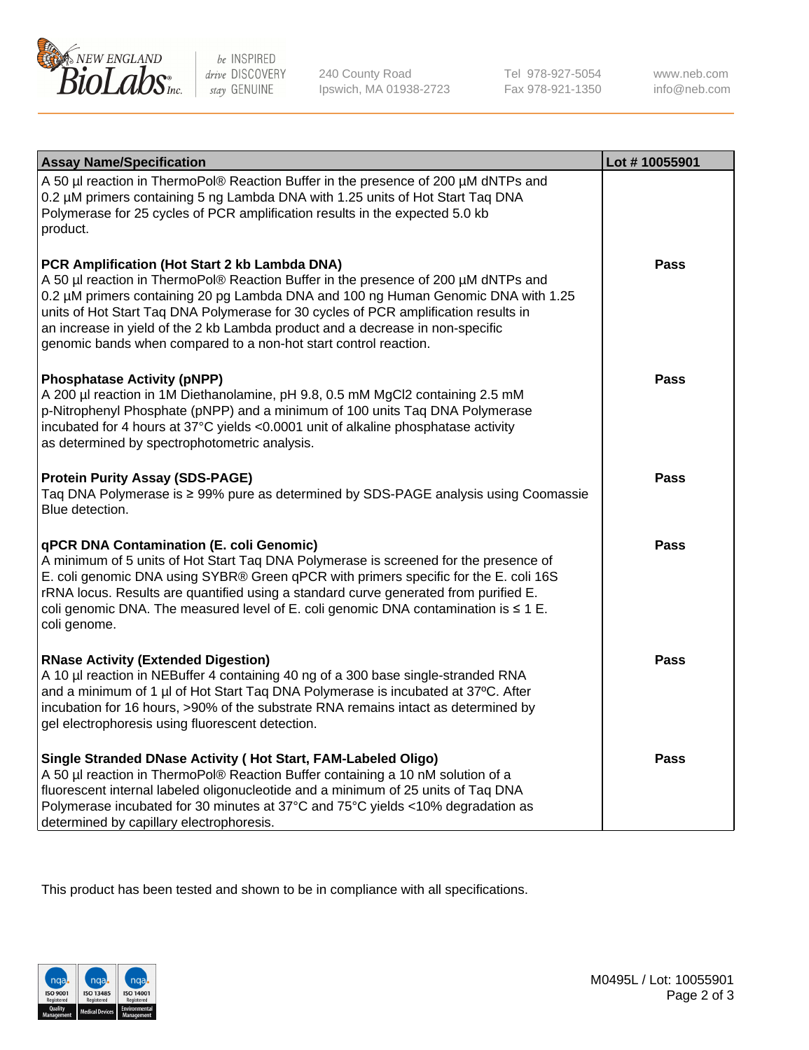| Assay Name/Specification | Lot # 10055901 |
|---|---|
| A 50 µl reaction in ThermoPol® Reaction Buffer in the presence of 200 µM dNTPs and 0.2 µM primers containing 5 ng Lambda DNA with 1.25 units of Hot Start Taq DNA Polymerase for 25 cycles of PCR amplification results in the expected 5.0 kb product. | |
| **PCR Amplification (Hot Start 2 kb Lambda DNA)**<br>A 50 µl reaction in ThermoPol® Reaction Buffer in the presence of 200 µM dNTPs and 0.2 µM primers containing 20 pg Lambda DNA and 100 ng Human Genomic DNA with 1.25 units of Hot Start Taq DNA Polymerase for 30 cycles of PCR amplification results in an increase in yield of the 2 kb Lambda product and a decrease in non-specific genomic bands when compared to a non-hot start control reaction. | **Pass** |
| **Phosphatase Activity (pNPP)**<br>A 200 µl reaction in 1M Diethanolamine, pH 9.8, 0.5 mM $MgCl_2$ containing 2.5 mM p-Nitrophenyl Phosphate (pNPP) and a minimum of 100 units Taq DNA Polymerase incubated for 4 hours at 37°C yields <0.0001 unit of alkaline phosphatase activity as determined by spectrophotometric analysis. | **Pass** |
| **Protein Purity Assay (SDS-PAGE)**<br>Taq DNA Polymerase is ≥ 99% pure as determined by SDS-PAGE analysis using Coomassie Blue detection. | **Pass** |
| **qPCR DNA Contamination (E. coli Genomic)**<br>A minimum of 5 units of Hot Start Taq DNA Polymerase is screened for the presence of E. coli genomic DNA using SYBR® Green qPCR with primers specific for the E. coli 16S rRNA locus. Results are quantified using a standard curve generated from purified E. coli genomic DNA. The measured level of E. coli genomic DNA contamination is ≤ 1 E. coli genome. | **Pass** |
| **RNase Activity (Extended Digestion)**<br>A 10 µl reaction in NEBuffer 4 containing 40 ng of a 300 base single-stranded RNA and a minimum of 1 µl of Hot Start Taq DNA Polymerase is incubated at 37ºC. After incubation for 16 hours, >90% of the substrate RNA remains intact as determined by gel electrophoresis using fluorescent detection. | **Pass** |
| **Single Stranded DNase Activity ( Hot Start, FAM-Labeled Oligo)**<br>A 50 µl reaction in ThermoPol® Reaction Buffer containing a 10 nM solution of a fluorescent internal labeled oligonucleotide and a minimum of 25 units of Taq DNA Polymerase incubated for 30 minutes at 37°C and 75°C yields <10% degradation as determined by capillary electrophoresis. | **Pass** |

This product has been tested and shown to be in compliance with all specifications.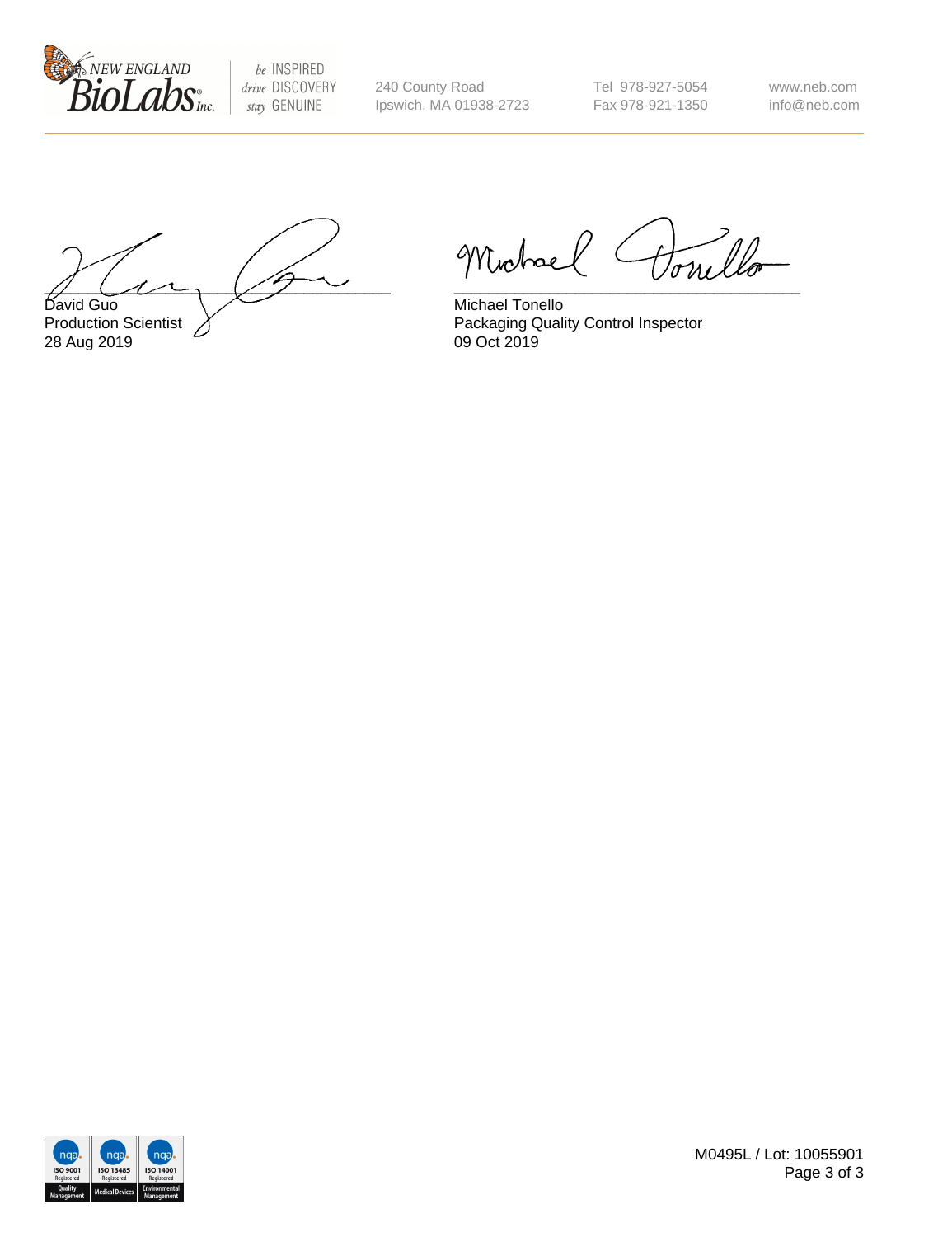David Guo
Production Scientist
28 Aug 2019

Michael Tonello
Packaging Quality Control Inspector
09 Oct 2019